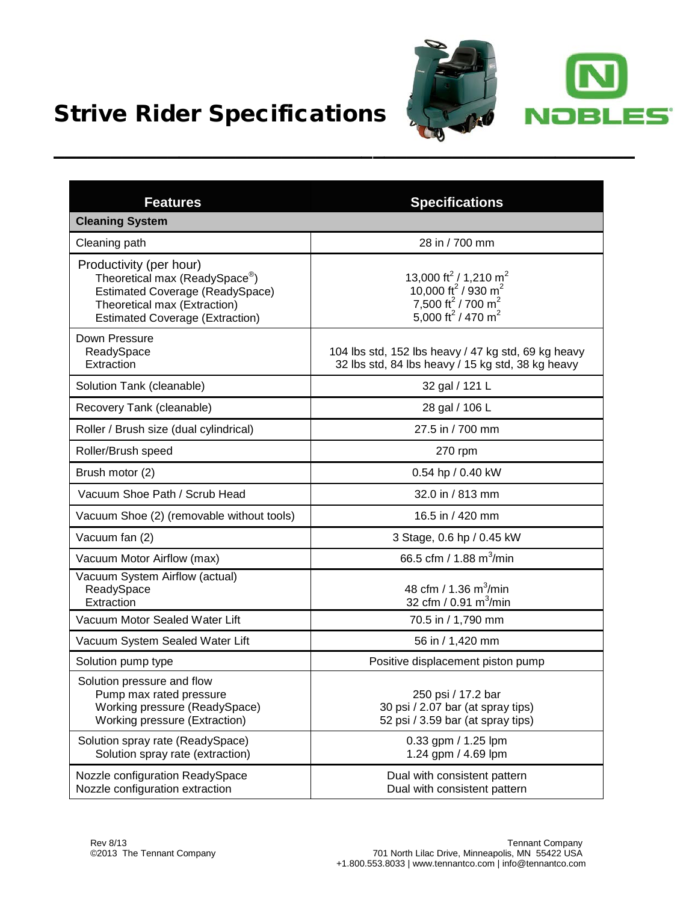# Strive Rider Specifications

| Features | Specifications |
|---|---|
| **Cleaning System** | |
| Cleaning path | 28 in / 700 mm |
| Productivity (per hour)<br>Theoretical max (ReadySpace®)<br>Estimated Coverage (ReadySpace)<br>Theoretical max (Extraction)<br>Estimated Coverage (Extraction) | <br>13,000 $ft^2$ / 1,210 $m^2$<br>10,000 $ft^2$ / 930 $m^2$<br>7,500 $ft^2$ / 700 $m^2$<br>5,000 $ft^2$ / 470 $m^2$ |
| Down Pressure<br>ReadySpace<br>Extraction | <br>104 lbs std, 152 lbs heavy / 47 kg std, 69 kg heavy<br>32 lbs std, 84 lbs heavy / 15 kg std, 38 kg heavy |
| Solution Tank (cleanable) | 32 gal / 121 L |
| Recovery Tank (cleanable) | 28 gal / 106 L |
| Roller / Brush size (dual cylindrical) | 27.5 in / 700 mm |
| Roller/Brush speed | 270 rpm |
| Brush motor (2) | 0.54 hp / 0.40 kW |
| Vacuum Shoe Path / Scrub Head | 32.0 in / 813 mm |
| Vacuum Shoe (2) (removable without tools) | 16.5 in / 420 mm |
| Vacuum fan (2) | 3 Stage, 0.6 hp / 0.45 kW |
| Vacuum Motor Airflow (max) | 66.5 cfm / 1.88 $m^3$/min |
| Vacuum System Airflow (actual)<br>ReadySpace<br>Extraction | <br>48 cfm / 1.36 $m^3$/min<br>32 cfm / 0.91 $m^3$/min |
| Vacuum Motor Sealed Water Lift | 70.5 in / 1,790 mm |
| Vacuum System Sealed Water Lift | 56 in / 1,420 mm |
| Solution pump type | Positive displacement piston pump |
| Solution pressure and flow<br>Pump max rated pressure<br>Working pressure (ReadySpace)<br>Working pressure (Extraction) | <br>250 psi / 17.2 bar<br>30 psi / 2.07 bar (at spray tips)<br>52 psi / 3.59 bar (at spray tips) |
| Solution spray rate (ReadySpace)<br>Solution spray rate (extraction) | 0.33 gpm / 1.25 lpm<br>1.24 gpm / 4.69 lpm |
| Nozzle configuration ReadySpace<br>Nozzle configuration extraction | Dual with consistent pattern<br>Dual with consistent pattern |

Rev 8/13
©2013 The Tennant Company

Tennant Company
701 North Lilac Drive, Minneapolis, MN 55422 USA
+1.800.553.8033 | www.tennantco.com | info@tennantco.com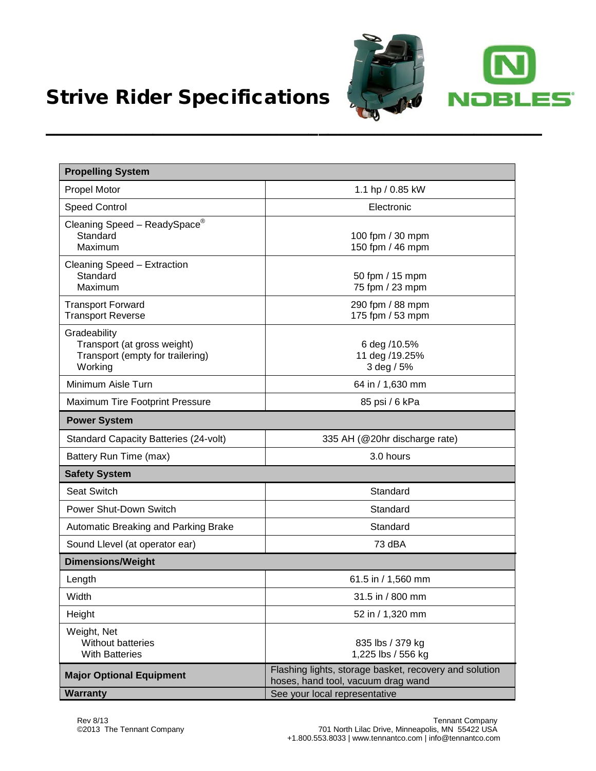# Strive Rider Specifications

NOBLES

| | |
|---|---|
| **Propelling System** | |
| Propel Motor | 1.1 hp / 0.85 kW |
| Speed Control | Electronic |
| Cleaning Speed – ReadySpace®<br>Standard<br>Maximum | <br>100 fpm / 30 mpm<br>150 fpm / 46 mpm |
| Cleaning Speed – Extraction<br>Standard<br>Maximum | <br>50 fpm / 15 mpm<br>75 fpm / 23 mpm |
| Transport Forward<br>Transport Reverse | 290 fpm / 88 mpm<br>175 fpm / 53 mpm |
| Gradeability<br>Transport (at gross weight)<br>Transport (empty for trailering)<br>Working | <br>6 deg /10.5%<br>11 deg /19.25%<br>3 deg / 5% |
| Minimum Aisle Turn | 64 in / 1,630 mm |
| Maximum Tire Footprint Pressure | 85 psi / 6 kPa |
| **Power System** | |
| Standard Capacity Batteries (24-volt) | 335 AH (@20hr discharge rate) |
| Battery Run Time (max) | 3.0 hours |
| **Safety System** | |
| Seat Switch | Standard |
| Power Shut-Down Switch | Standard |
| Automatic Breaking and Parking Brake | Standard |
| Sound Llevel (at operator ear) | 73 dBA |
| **Dimensions/Weight** | |
| Length | 61.5 in / 1,560 mm |
| Width | 31.5 in / 800 mm |
| Height | 52 in / 1,320 mm |
| Weight, Net<br>Without batteries<br>With Batteries | <br>835 lbs / 379 kg<br>1,225 lbs / 556 kg |
| **Major Optional Equipment** | Flashing lights, storage basket, recovery and solution hoses, hand tool, vacuum drag wand |
| **Warranty** | See your local representative |

Rev 8/13
©2013 The Tennant Company

Tennant Company
701 North Lilac Drive, Minneapolis, MN 55422 USA
+1.800.553.8033 | www.tennantco.com | info@tennantco.com